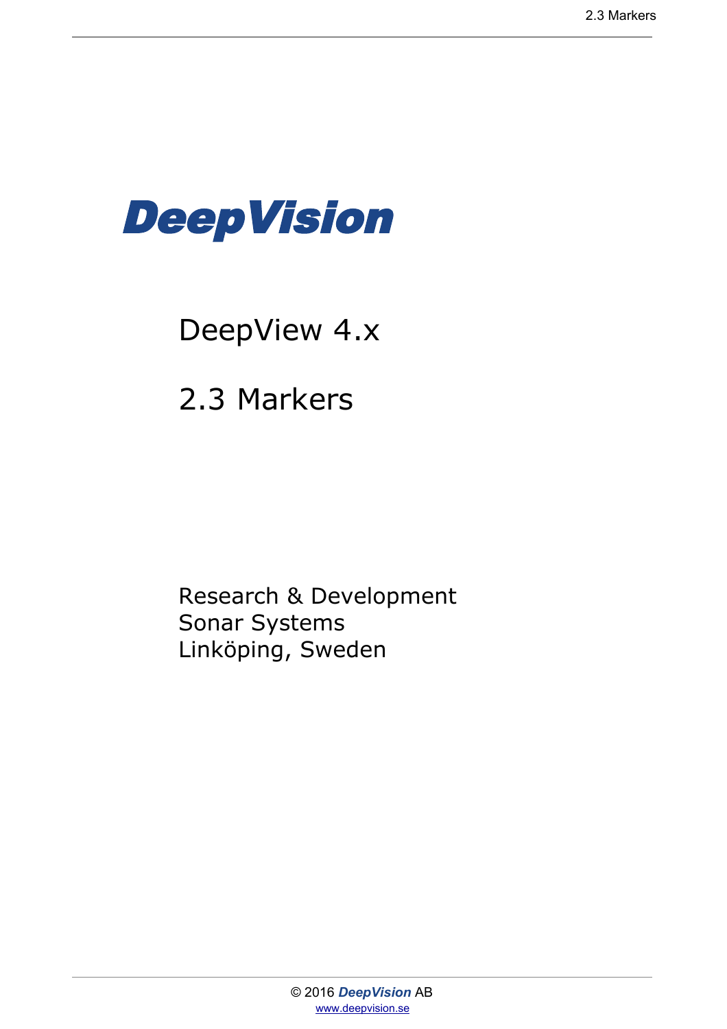**DeepVision**

# DeepView 4.x

# 2.3 Markers

Research & Development
Sonar Systems
Linköping, Sweden

© 2016 ***DeepVision*** AB
www.deepvision.se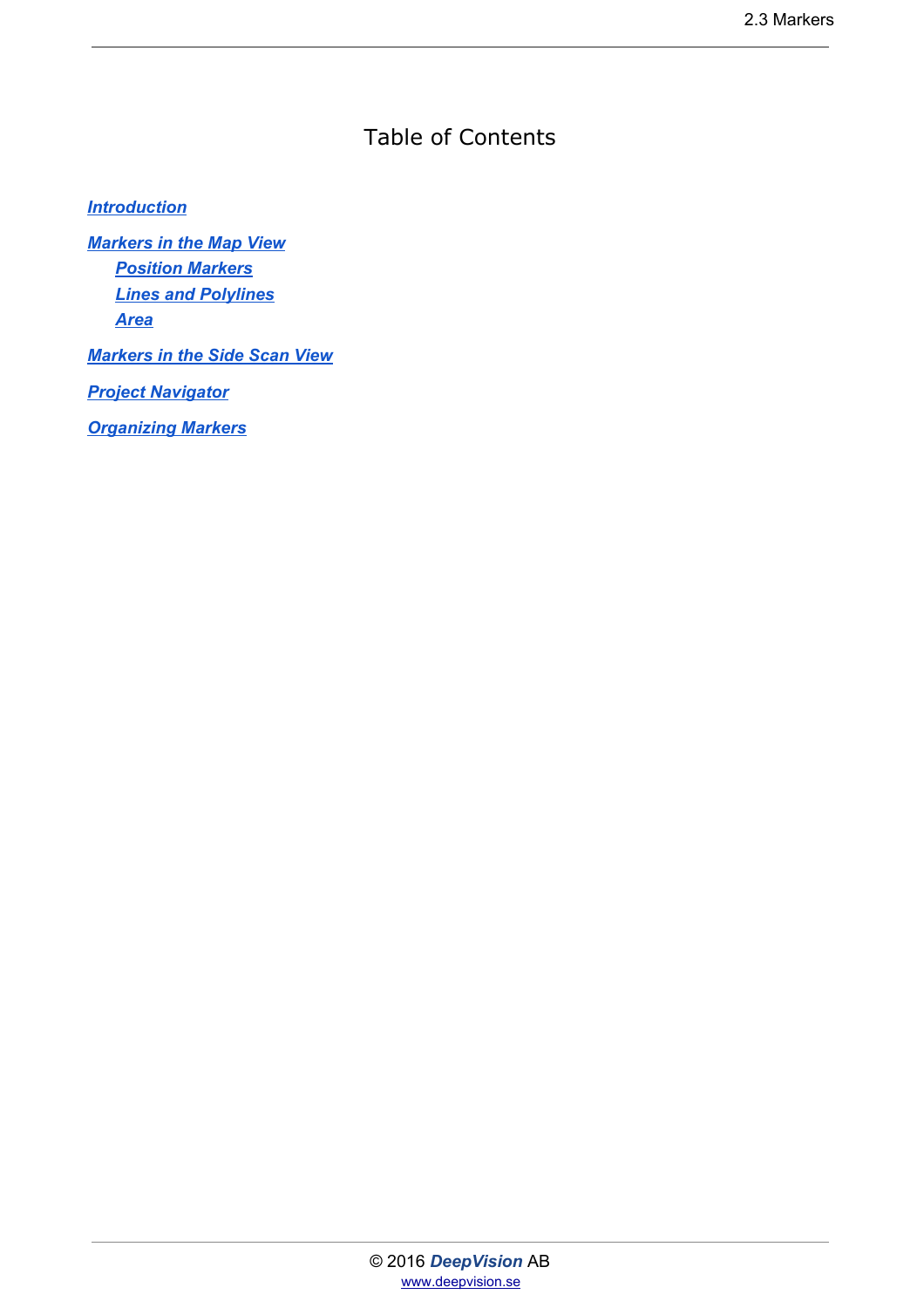# Table of Contents

*Introduction*

*Markers in the Map View*

- *Position Markers*
- *Lines and Polylines*
- *Area*

*Markers in the Side Scan View*

*Project Navigator*

*Organizing Markers*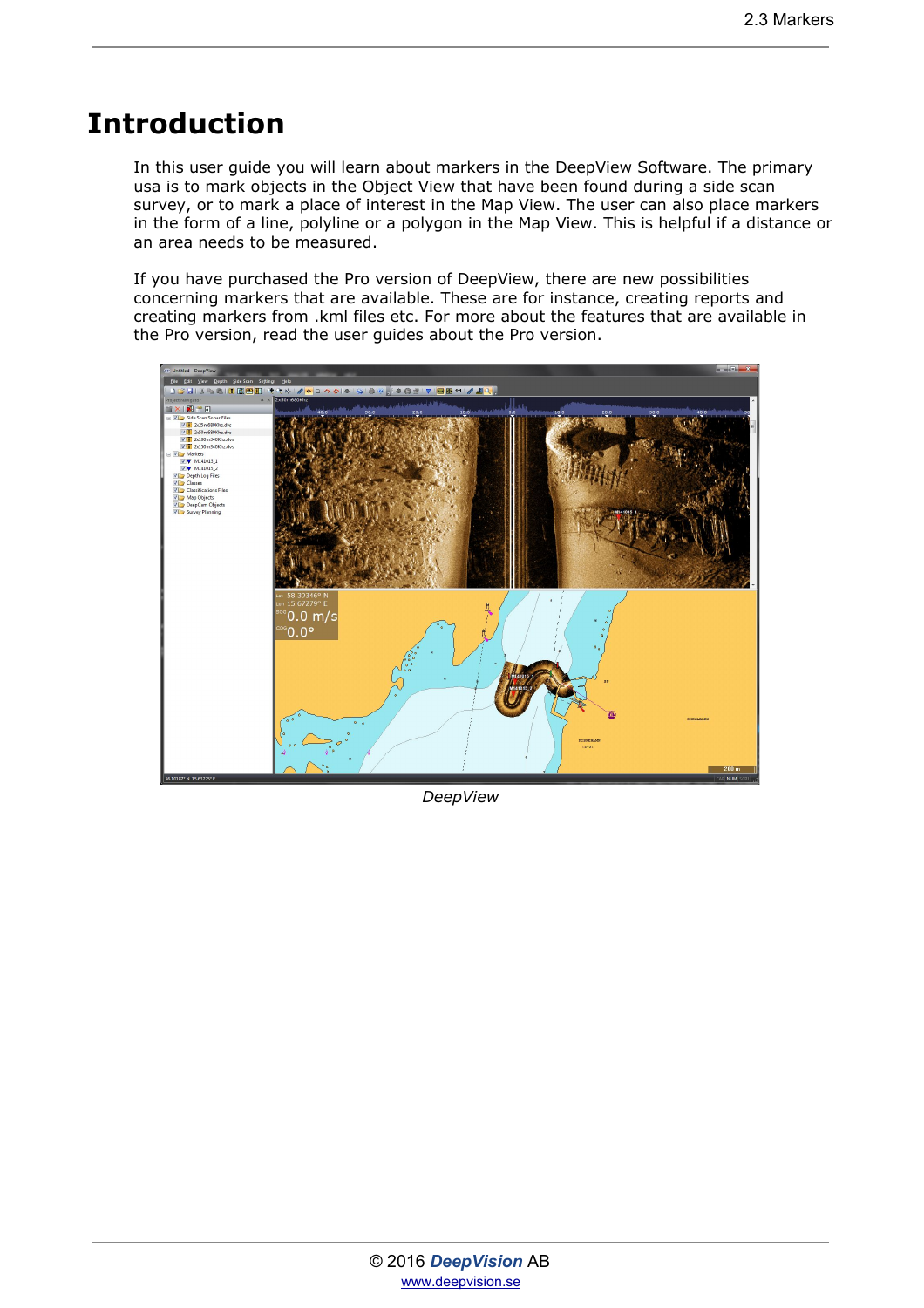# Introduction

In this user guide you will learn about markers in the DeepView Software. The primary usa is to mark objects in the Object View that have been found during a side scan survey, or to mark a place of interest in the Map View. The user can also place markers in the form of a line, polyline or a polygon in the Map View. This is helpful if a distance or an area needs to be measured.

If you have purchased the Pro version of DeepView, there are new possibilities concerning markers that are available. These are for instance, creating reports and creating markers from .kml files etc. For more about the features that are available in the Pro version, read the user guides about the Pro version.

*DeepView*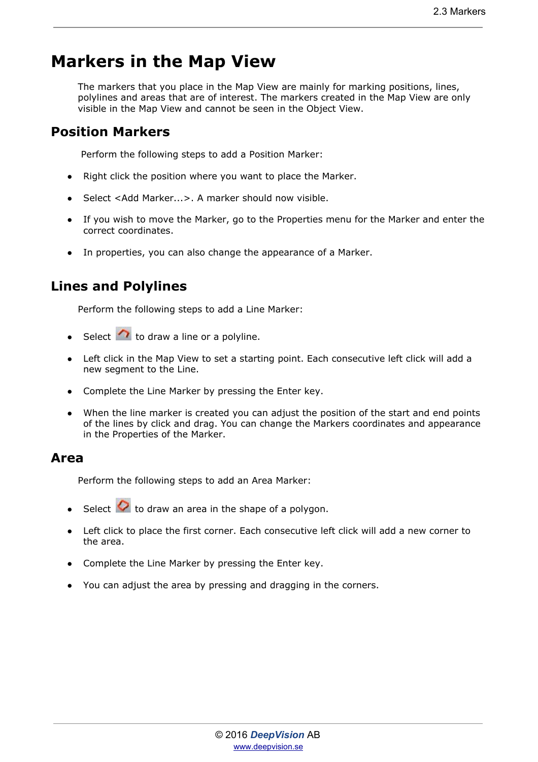# Markers in the Map View

The markers that you place in the Map View are mainly for marking positions, lines, polylines and areas that are of interest. The markers created in the Map View are only visible in the Map View and cannot be seen in the Object View.

## Position Markers

Perform the following steps to add a Position Marker:

- Right click the position where you want to place the Marker.
- Select <Add Marker...>. A marker should now visible.
- If you wish to move the Marker, go to the Properties menu for the Marker and enter the correct coordinates.
- In properties, you can also change the appearance of a Marker.

## Lines and Polylines

Perform the following steps to add a Line Marker:

- Select  to draw a line or a polyline.
- Left click in the Map View to set a starting point. Each consecutive left click will add a new segment to the Line.
- Complete the Line Marker by pressing the Enter key.
- When the line marker is created you can adjust the position of the start and end points of the lines by click and drag. You can change the Markers coordinates and appearance in the Properties of the Marker.

## Area

Perform the following steps to add an Area Marker:

- Select  to draw an area in the shape of a polygon.
- Left click to place the first corner. Each consecutive left click will add a new corner to the area.
- Complete the Line Marker by pressing the Enter key.
- You can adjust the area by pressing and dragging in the corners.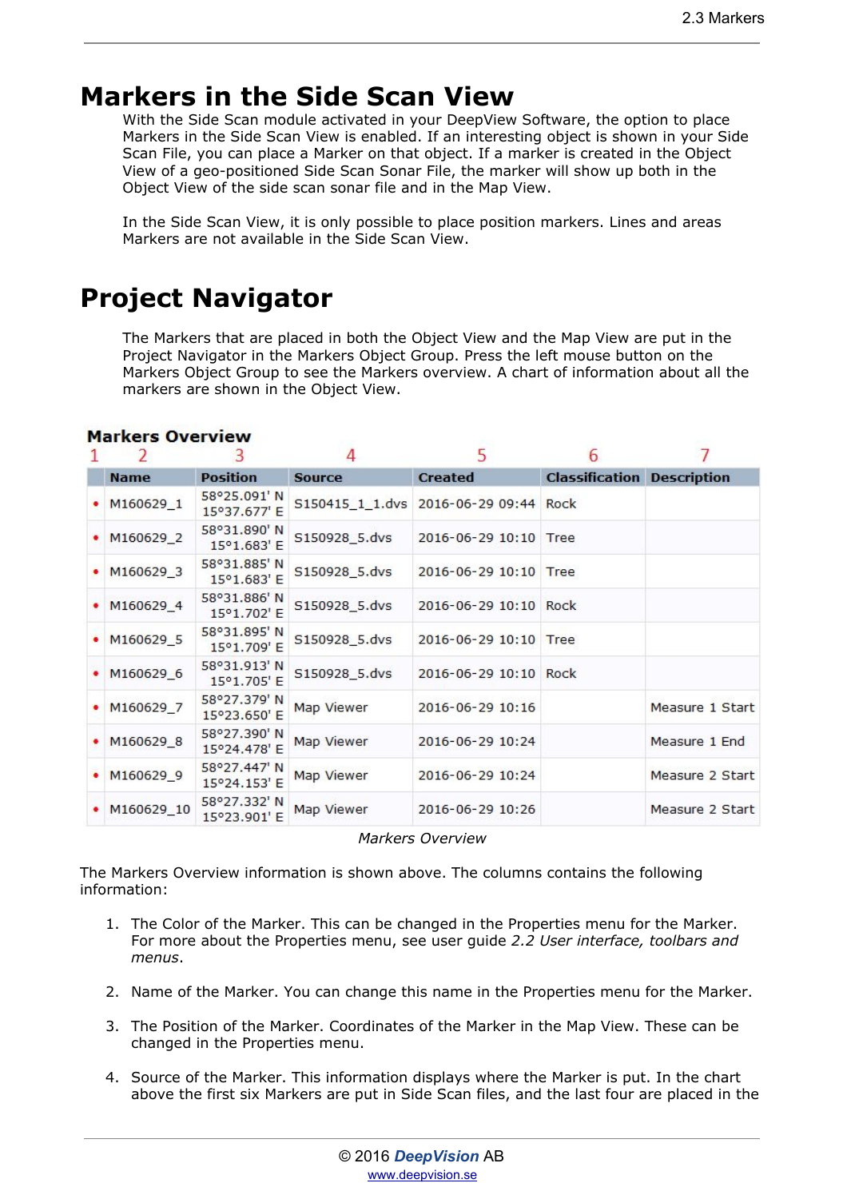# Markers in the Side Scan View

With the Side Scan module activated in your DeepView Software, the option to place Markers in the Side Scan View is enabled. If an interesting object is shown in your Side Scan File, you can place a Marker on that object. If a marker is created in the Object View of a geo-positioned Side Scan Sonar File, the marker will show up both in the Object View of the side scan sonar file and in the Map View.

In the Side Scan View, it is only possible to place position markers. Lines and areas Markers are not available in the Side Scan View.

# Project Navigator

The Markers that are placed in both the Object View and the Map View are put in the Project Navigator in the Markers Object Group. Press the left mouse button on the Markers Object Group to see the Markers overview. A chart of information about all the markers are shown in the Object View.

**Markers Overview**

| 1 | 2 | 3 | 4 | 5 | 6 | 7 |
|---|---|---|---|---|---|---|
| | **Name** | **Position** | **Source** | **Created** | **Classification** | **Description** |
| • | M160629_1 | 58°25.091' N 15°37.677' E | S150415_1_1.dvs | 2016-06-29 09:44 | Rock | |
| • | M160629_2 | 58°31.890' N 15°1.683' E | S150928_5.dvs | 2016-06-29 10:10 | Tree | |
| • | M160629_3 | 58°31.885' N 15°1.683' E | S150928_5.dvs | 2016-06-29 10:10 | Tree | |
| • | M160629_4 | 58°31.886' N 15°1.702' E | S150928_5.dvs | 2016-06-29 10:10 | Rock | |
| • | M160629_5 | 58°31.895' N 15°1.709' E | S150928_5.dvs | 2016-06-29 10:10 | Tree | |
| • | M160629_6 | 58°31.913' N 15°1.705' E | S150928_5.dvs | 2016-06-29 10:10 | Rock | |
| • | M160629_7 | 58°27.379' N 15°23.650' E | Map Viewer | 2016-06-29 10:16 | | Measure 1 Start |
| • | M160629_8 | 58°27.390' N 15°24.478' E | Map Viewer | 2016-06-29 10:24 | | Measure 1 End |
| • | M160629_9 | 58°27.447' N 15°24.153' E | Map Viewer | 2016-06-29 10:24 | | Measure 2 Start |
| • | M160629_10 | 58°27.332' N 15°23.901' E | Map Viewer | 2016-06-29 10:26 | | Measure 2 Start |

*Markers Overview*

The Markers Overview information is shown above. The columns contains the following information:

1. The Color of the Marker. This can be changed in the Properties menu for the Marker. For more about the Properties menu, see user guide *2.2 User interface, toolbars and menus*.

2. Name of the Marker. You can change this name in the Properties menu for the Marker.

3. The Position of the Marker. Coordinates of the Marker in the Map View. These can be changed in the Properties menu.

4. Source of the Marker. This information displays where the Marker is put. In the chart above the first six Markers are put in Side Scan files, and the last four are placed in the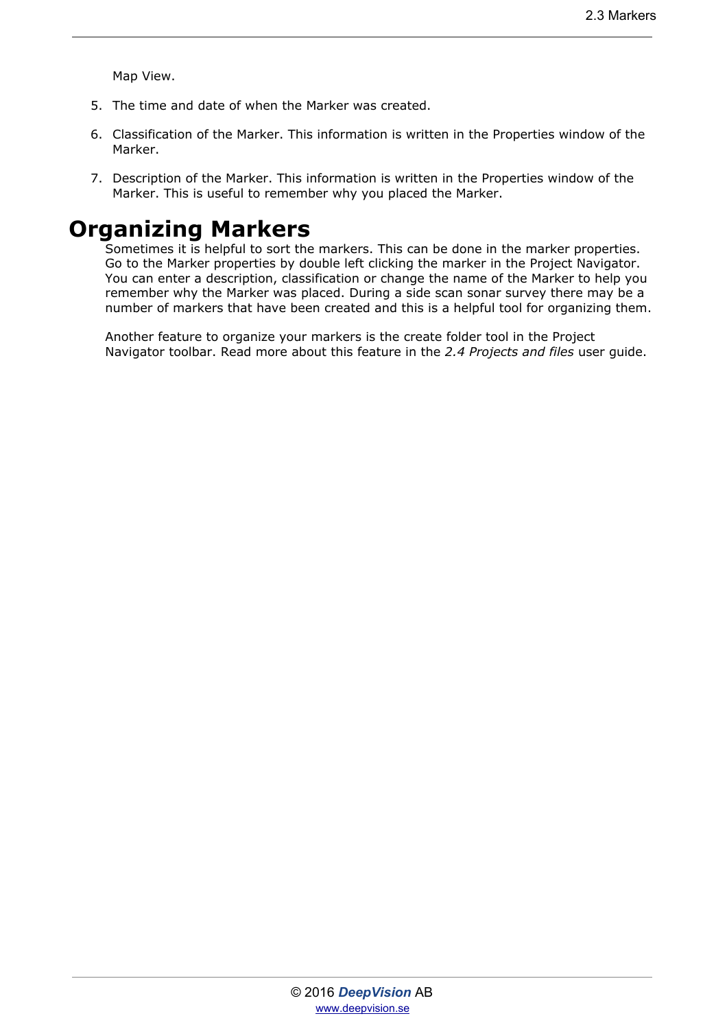Map View.

5. The time and date of when the Marker was created.

6. Classification of the Marker. This information is written in the Properties window of the Marker.

7. Description of the Marker. This information is written in the Properties window of the Marker. This is useful to remember why you placed the Marker.

# Organizing Markers

Sometimes it is helpful to sort the markers. This can be done in the marker properties. Go to the Marker properties by double left clicking the marker in the Project Navigator. You can enter a description, classification or change the name of the Marker to help you remember why the Marker was placed. During a side scan sonar survey there may be a number of markers that have been created and this is a helpful tool for organizing them.

Another feature to organize your markers is the create folder tool in the Project Navigator toolbar. Read more about this feature in the *2.4 Projects and files* user guide.